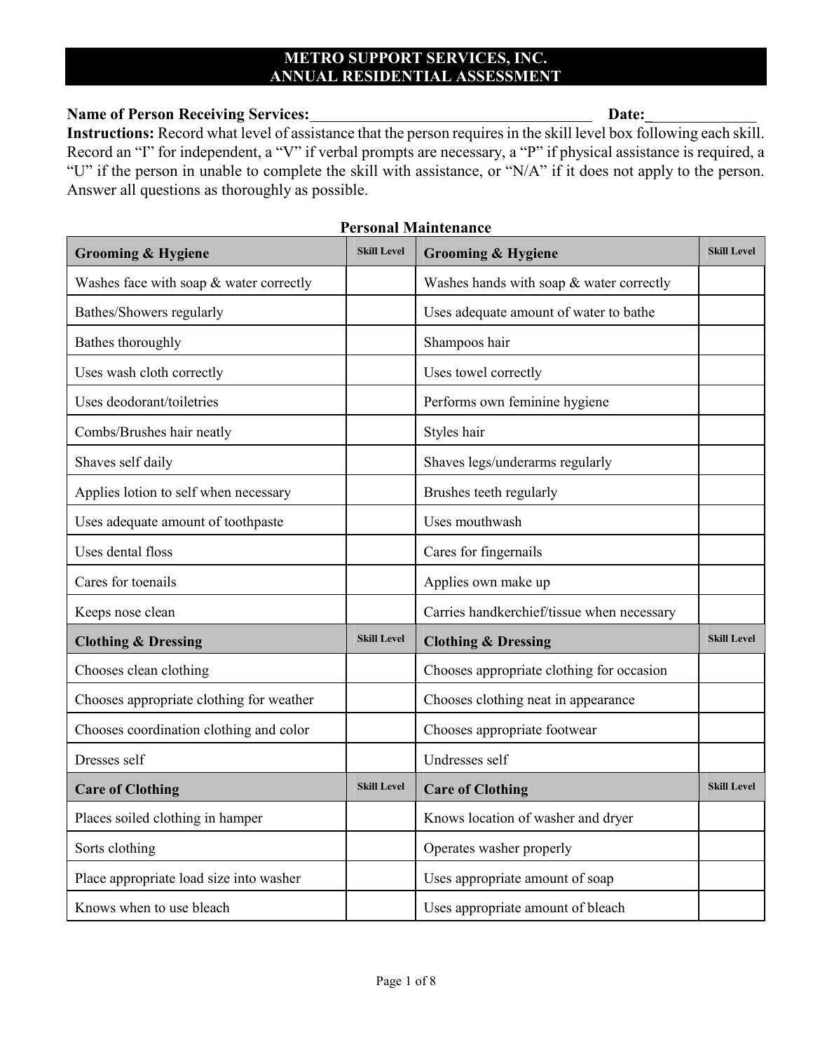# METRO SUPPORT SERVICES, INC.
## ANNUAL RESIDENTIAL ASSESSMENT

**Name of Person Receiving Services:**_____________________________________ **Date:**______________

**Instructions:** Record what level of assistance that the person requires in the skill level box following each skill. Record an "I" for independent, a "V" if verbal prompts are necessary, a "P" if physical assistance is required, a "U" if the person in unable to complete the skill with assistance, or "N/A" if it does not apply to the person. Answer all questions as thoroughly as possible.

### Personal Maintenance

| **Grooming & Hygiene** | **Skill Level** | **Grooming & Hygiene** | **Skill Level** |
|---|---|---|---|
| Washes face with soap & water correctly | | Washes hands with soap & water correctly | |
| Bathes/Showers regularly | | Uses adequate amount of water to bathe | |
| Bathes thoroughly | | Shampoos hair | |
| Uses wash cloth correctly | | Uses towel correctly | |
| Uses deodorant/toiletries | | Performs own feminine hygiene | |
| Combs/Brushes hair neatly | | Styles hair | |
| Shaves self daily | | Shaves legs/underarms regularly | |
| Applies lotion to self when necessary | | Brushes teeth regularly | |
| Uses adequate amount of toothpaste | | Uses mouthwash | |
| Uses dental floss | | Cares for fingernails | |
| Cares for toenails | | Applies own make up | |
| Keeps nose clean | | Carries handkerchief/tissue when necessary | |
| **Clothing & Dressing** | **Skill Level** | **Clothing & Dressing** | **Skill Level** |
| Chooses clean clothing | | Chooses appropriate clothing for occasion | |
| Chooses appropriate clothing for weather | | Chooses clothing neat in appearance | |
| Chooses coordination clothing and color | | Chooses appropriate footwear | |
| Dresses self | | Undresses self | |
| **Care of Clothing** | **Skill Level** | **Care of Clothing** | **Skill Level** |
| Places soiled clothing in hamper | | Knows location of washer and dryer | |
| Sorts clothing | | Operates washer properly | |
| Place appropriate load size into washer | | Uses appropriate amount of soap | |
| Knows when to use bleach | | Uses appropriate amount of bleach | |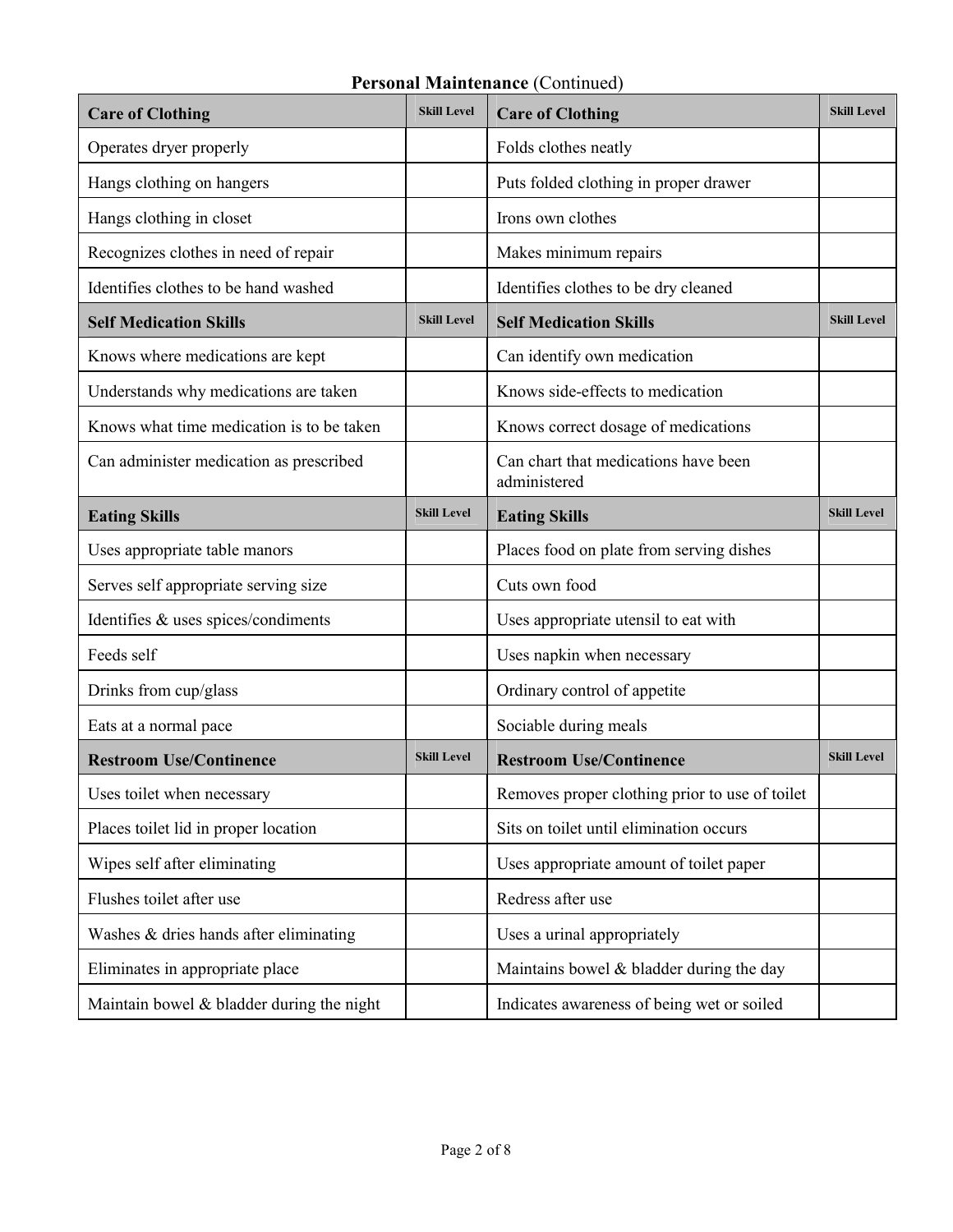## Personal Maintenance (Continued)

| Care of Clothing | Skill Level | Care of Clothing | Skill Level |
|---|---|---|---|
| Operates dryer properly | | Folds clothes neatly | |
| Hangs clothing on hangers | | Puts folded clothing in proper drawer | |
| Hangs clothing in closet | | Irons own clothes | |
| Recognizes clothes in need of repair | | Makes minimum repairs | |
| Identifies clothes to be hand washed | | Identifies clothes to be dry cleaned | |
| **Self Medication Skills** | **Skill Level** | **Self Medication Skills** | **Skill Level** |
| Knows where medications are kept | | Can identify own medication | |
| Understands why medications are taken | | Knows side-effects to medication | |
| Knows what time medication is to be taken | | Knows correct dosage of medications | |
| Can administer medication as prescribed | | Can chart that medications have been administered | |
| **Eating Skills** | **Skill Level** | **Eating Skills** | **Skill Level** |
| Uses appropriate table manors | | Places food on plate from serving dishes | |
| Serves self appropriate serving size | | Cuts own food | |
| Identifies & uses spices/condiments | | Uses appropriate utensil to eat with | |
| Feeds self | | Uses napkin when necessary | |
| Drinks from cup/glass | | Ordinary control of appetite | |
| Eats at a normal pace | | Sociable during meals | |
| **Restroom Use/Continence** | **Skill Level** | **Restroom Use/Continence** | **Skill Level** |
| Uses toilet when necessary | | Removes proper clothing prior to use of toilet | |
| Places toilet lid in proper location | | Sits on toilet until elimination occurs | |
| Wipes self after eliminating | | Uses appropriate amount of toilet paper | |
| Flushes toilet after use | | Redress after use | |
| Washes & dries hands after eliminating | | Uses a urinal appropriately | |
| Eliminates in appropriate place | | Maintains bowel & bladder during the day | |
| Maintain bowel & bladder during the night | | Indicates awareness of being wet or soiled | |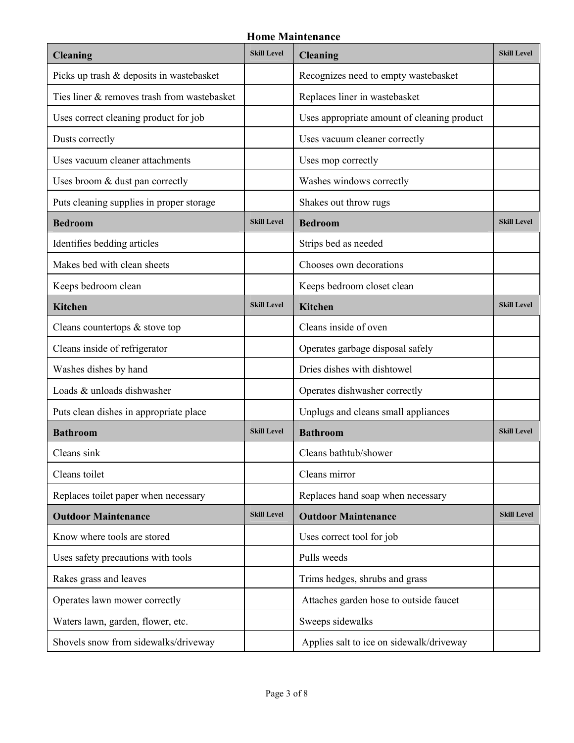## Home Maintenance

| Cleaning | Skill Level | Cleaning | Skill Level |
|---|---|---|---|
| Picks up trash & deposits in wastebasket | | Recognizes need to empty wastebasket | |
| Ties liner & removes trash from wastebasket | | Replaces liner in wastebasket | |
| Uses correct cleaning product for job | | Uses appropriate amount of cleaning product | |
| Dusts correctly | | Uses vacuum cleaner correctly | |
| Uses vacuum cleaner attachments | | Uses mop correctly | |
| Uses broom & dust pan correctly | | Washes windows correctly | |
| Puts cleaning supplies in proper storage | | Shakes out throw rugs | |

| Bedroom | Skill Level | Bedroom | Skill Level |
|---|---|---|---|
| Identifies bedding articles | | Strips bed as needed | |
| Makes bed with clean sheets | | Chooses own decorations | |
| Keeps bedroom clean | | Keeps bedroom closet clean | |

| Kitchen | Skill Level | Kitchen | Skill Level |
|---|---|---|---|
| Cleans countertops & stove top | | Cleans inside of oven | |
| Cleans inside of refrigerator | | Operates garbage disposal safely | |
| Washes dishes by hand | | Dries dishes with dishtowel | |
| Loads & unloads dishwasher | | Operates dishwasher correctly | |
| Puts clean dishes in appropriate place | | Unplugs and cleans small appliances | |

| Bathroom | Skill Level | Bathroom | Skill Level |
|---|---|---|---|
| Cleans sink | | Cleans bathtub/shower | |
| Cleans toilet | | Cleans mirror | |
| Replaces toilet paper when necessary | | Replaces hand soap when necessary | |

| Outdoor Maintenance | Skill Level | Outdoor Maintenance | Skill Level |
|---|---|---|---|
| Know where tools are stored | | Uses correct tool for job | |
| Uses safety precautions with tools | | Pulls weeds | |
| Rakes grass and leaves | | Trims hedges, shrubs and grass | |
| Operates lawn mower correctly | | Attaches garden hose to outside faucet | |
| Waters lawn, garden, flower, etc. | | Sweeps sidewalks | |
| Shovels snow from sidewalks/driveway | | Applies salt to ice on sidewalk/driveway | |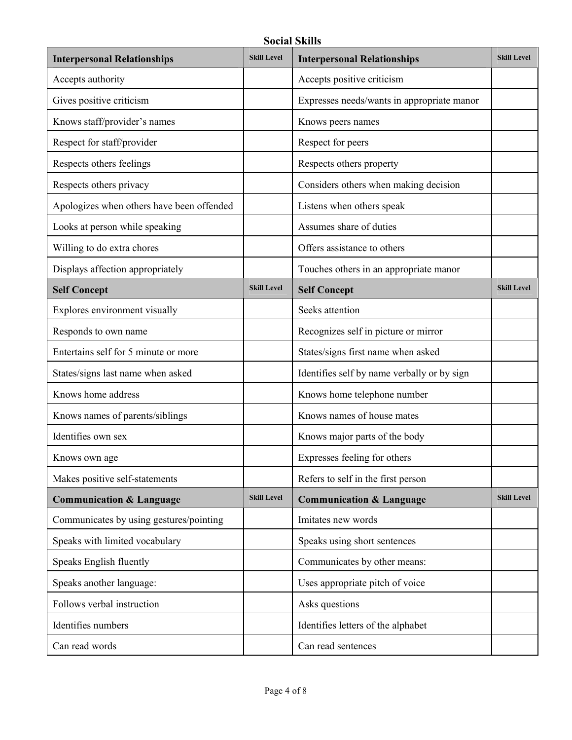## Social Skills

| Interpersonal Relationships | Skill Level | Interpersonal Relationships | Skill Level |
|---|---|---|---|
| Accepts authority | | Accepts positive criticism | |
| Gives positive criticism | | Expresses needs/wants in appropriate manor | |
| Knows staff/provider's names | | Knows peers names | |
| Respect for staff/provider | | Respect for peers | |
| Respects others feelings | | Respects others property | |
| Respects others privacy | | Considers others when making decision | |
| Apologizes when others have been offended | | Listens when others speak | |
| Looks at person while speaking | | Assumes share of duties | |
| Willing to do extra chores | | Offers assistance to others | |
| Displays affection appropriately | | Touches others in an appropriate manor | |
| **Self Concept** | **Skill Level** | **Self Concept** | **Skill Level** |
| Explores environment visually | | Seeks attention | |
| Responds to own name | | Recognizes self in picture or mirror | |
| Entertains self for 5 minute or more | | States/signs first name when asked | |
| States/signs last name when asked | | Identifies self by name verbally or by sign | |
| Knows home address | | Knows home telephone number | |
| Knows names of parents/siblings | | Knows names of house mates | |
| Identifies own sex | | Knows major parts of the body | |
| Knows own age | | Expresses feeling for others | |
| Makes positive self-statements | | Refers to self in the first person | |
| **Communication & Language** | **Skill Level** | **Communication & Language** | **Skill Level** |
| Communicates by using gestures/pointing | | Imitates new words | |
| Speaks with limited vocabulary | | Speaks using short sentences | |
| Speaks English fluently | | Communicates by other means: | |
| Speaks another language: | | Uses appropriate pitch of voice | |
| Follows verbal instruction | | Asks questions | |
| Identifies numbers | | Identifies letters of the alphabet | |
| Can read words | | Can read sentences | |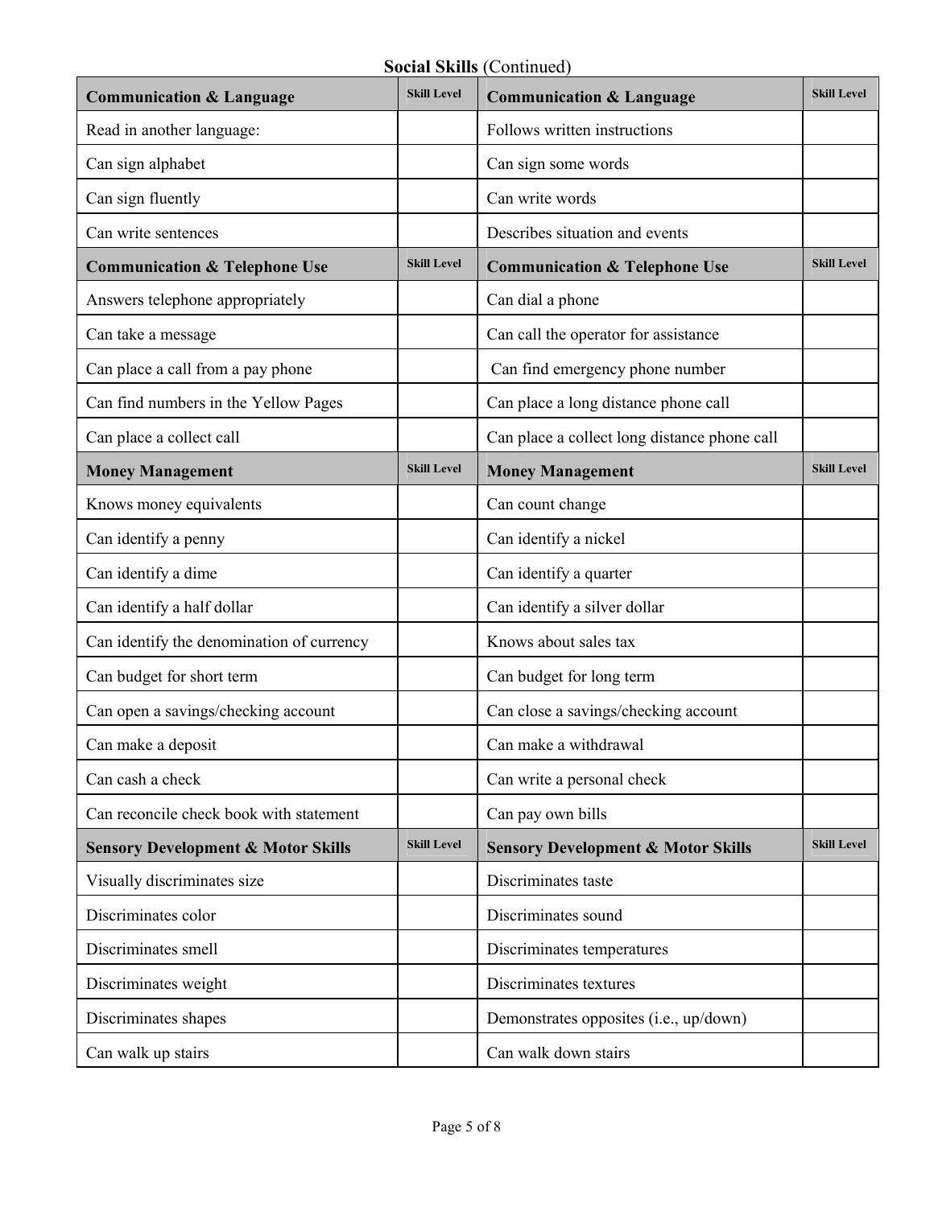**Social Skills** (Continued)

| Communication & Language | Skill Level | Communication & Language | Skill Level |
|---|---|---|---|
| Read in another language: | | Follows written instructions | |
| Can sign alphabet | | Can sign some words | |
| Can sign fluently | | Can write words | |
| Can write sentences | | Describes situation and events | |
| **Communication & Telephone Use** | **Skill Level** | **Communication & Telephone Use** | **Skill Level** |
| Answers telephone appropriately | | Can dial a phone | |
| Can take a message | | Can call the operator for assistance | |
| Can place a call from a pay phone | | Can find emergency phone number | |
| Can find numbers in the Yellow Pages | | Can place a long distance phone call | |
| Can place a collect call | | Can place a collect long distance phone call | |
| **Money Management** | **Skill Level** | **Money Management** | **Skill Level** |
| Knows money equivalents | | Can count change | |
| Can identify a penny | | Can identify a nickel | |
| Can identify a dime | | Can identify a quarter | |
| Can identify a half dollar | | Can identify a silver dollar | |
| Can identify the denomination of currency | | Knows about sales tax | |
| Can budget for short term | | Can budget for long term | |
| Can open a savings/checking account | | Can close a savings/checking account | |
| Can make a deposit | | Can make a withdrawal | |
| Can cash a check | | Can write a personal check | |
| Can reconcile check book with statement | | Can pay own bills | |
| **Sensory Development & Motor Skills** | **Skill Level** | **Sensory Development & Motor Skills** | **Skill Level** |
| Visually discriminates size | | Discriminates taste | |
| Discriminates color | | Discriminates sound | |
| Discriminates smell | | Discriminates temperatures | |
| Discriminates weight | | Discriminates textures | |
| Discriminates shapes | | Demonstrates opposites (i.e., up/down) | |
| Can walk up stairs | | Can walk down stairs | |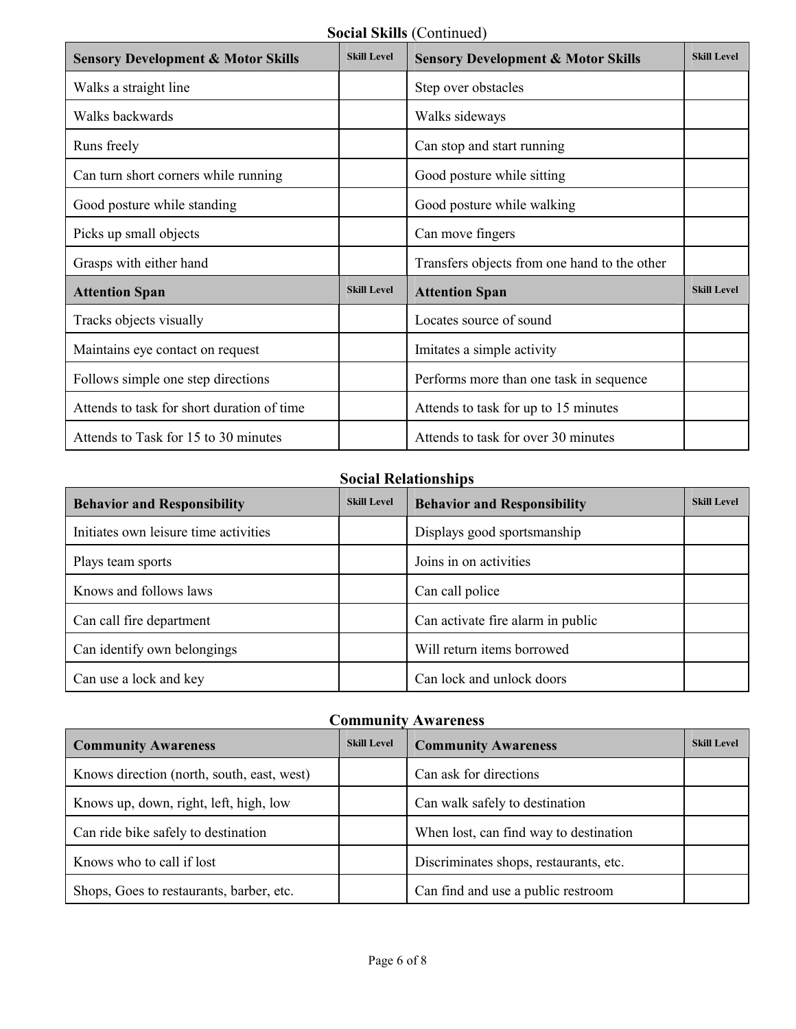## **Social Skills** (Continued)

| Sensory Development & Motor Skills | Skill Level | Sensory Development & Motor Skills | Skill Level |
|---|---|---|---|
| Walks a straight line | | Step over obstacles | |
| Walks backwards | | Walks sideways | |
| Runs freely | | Can stop and start running | |
| Can turn short corners while running | | Good posture while sitting | |
| Good posture while standing | | Good posture while walking | |
| Picks up small objects | | Can move fingers | |
| Grasps with either hand | | Transfers objects from one hand to the other | |
| **Attention Span** | **Skill Level** | **Attention Span** | **Skill Level** |
| Tracks objects visually | | Locates source of sound | |
| Maintains eye contact on request | | Imitates a simple activity | |
| Follows simple one step directions | | Performs more than one task in sequence | |
| Attends to task for short duration of time | | Attends to task for up to 15 minutes | |
| Attends to Task for 15 to 30 minutes | | Attends to task for over 30 minutes | |

## Social Relationships

| Behavior and Responsibility | Skill Level | Behavior and Responsibility | Skill Level |
|---|---|---|---|
| Initiates own leisure time activities | | Displays good sportsmanship | |
| Plays team sports | | Joins in on activities | |
| Knows and follows laws | | Can call police | |
| Can call fire department | | Can activate fire alarm in public | |
| Can identify own belongings | | Will return items borrowed | |
| Can use a lock and key | | Can lock and unlock doors | |

## Community Awareness

| Community Awareness | Skill Level | Community Awareness | Skill Level |
|---|---|---|---|
| Knows direction (north, south, east, west) | | Can ask for directions | |
| Knows up, down, right, left, high, low | | Can walk safely to destination | |
| Can ride bike safely to destination | | When lost, can find way to destination | |
| Knows who to call if lost | | Discriminates shops, restaurants, etc. | |
| Shops, Goes to restaurants, barber, etc. | | Can find and use a public restroom | |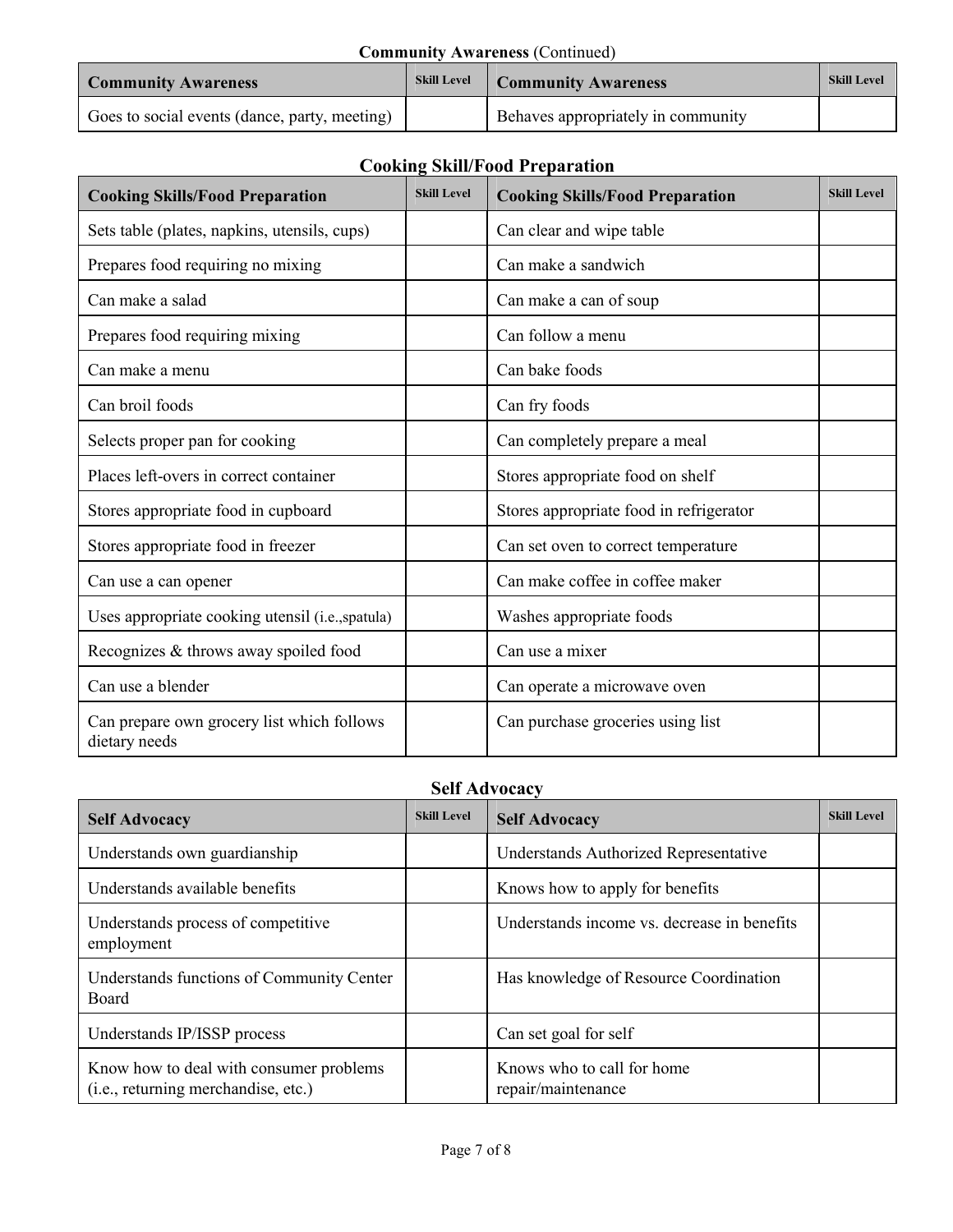**Community Awareness** (Continued)

| Community Awareness | Skill Level | Community Awareness | Skill Level |
|---|---|---|---|
| Goes to social events (dance, party, meeting) | | Behaves appropriately in community | |

## Cooking Skill/Food Preparation

| Cooking Skills/Food Preparation | Skill Level | Cooking Skills/Food Preparation | Skill Level |
|---|---|---|---|
| Sets table (plates, napkins, utensils, cups) | | Can clear and wipe table | |
| Prepares food requiring no mixing | | Can make a sandwich | |
| Can make a salad | | Can make a can of soup | |
| Prepares food requiring mixing | | Can follow a menu | |
| Can make a menu | | Can bake foods | |
| Can broil foods | | Can fry foods | |
| Selects proper pan for cooking | | Can completely prepare a meal | |
| Places left-overs in correct container | | Stores appropriate food on shelf | |
| Stores appropriate food in cupboard | | Stores appropriate food in refrigerator | |
| Stores appropriate food in freezer | | Can set oven to correct temperature | |
| Can use a can opener | | Can make coffee in coffee maker | |
| Uses appropriate cooking utensil (i.e.,spatula) | | Washes appropriate foods | |
| Recognizes & throws away spoiled food | | Can use a mixer | |
| Can use a blender | | Can operate a microwave oven | |
| Can prepare own grocery list which follows dietary needs | | Can purchase groceries using list | |

## Self Advocacy

| Self Advocacy | Skill Level | Self Advocacy | Skill Level |
|---|---|---|---|
| Understands own guardianship | | Understands Authorized Representative | |
| Understands available benefits | | Knows how to apply for benefits | |
| Understands process of competitive employment | | Understands income vs. decrease in benefits | |
| Understands functions of Community Center Board | | Has knowledge of Resource Coordination | |
| Understands IP/ISSP process | | Can set goal for self | |
| Know how to deal with consumer problems (i.e., returning merchandise, etc.) | | Knows who to call for home repair/maintenance | |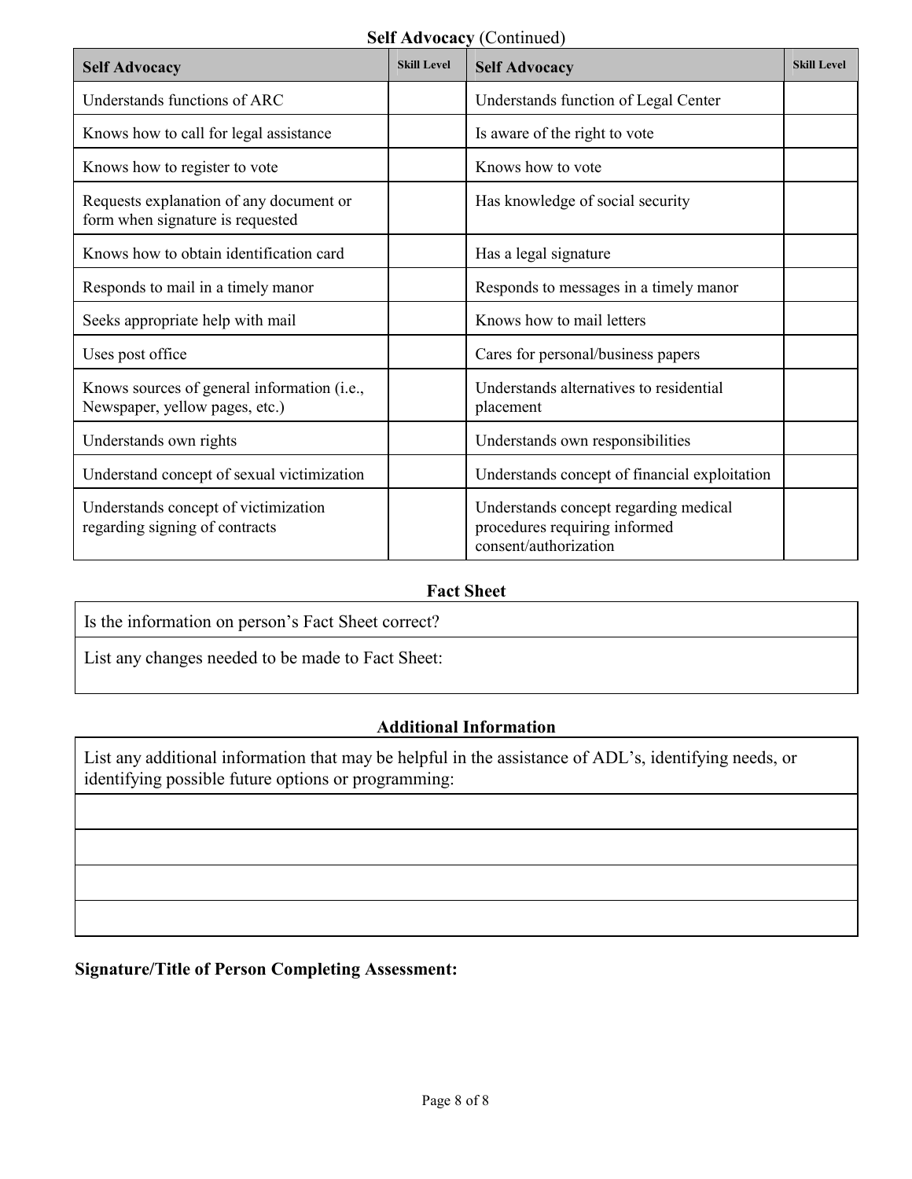**Self Advocacy** (Continued)

| Self Advocacy | Skill Level | Self Advocacy | Skill Level |
|---|---|---|---|
| Understands functions of ARC | | Understands function of Legal Center | |
| Knows how to call for legal assistance | | Is aware of the right to vote | |
| Knows how to register to vote | | Knows how to vote | |
| Requests explanation of any document or form when signature is requested | | Has knowledge of social security | |
| Knows how to obtain identification card | | Has a legal signature | |
| Responds to mail in a timely manor | | Responds to messages in a timely manor | |
| Seeks appropriate help with mail | | Knows how to mail letters | |
| Uses post office | | Cares for personal/business papers | |
| Knows sources of general information (i.e., Newspaper, yellow pages, etc.) | | Understands alternatives to residential placement | |
| Understands own rights | | Understands own responsibilities | |
| Understand concept of sexual victimization | | Understands concept of financial exploitation | |
| Understands concept of victimization regarding signing of contracts | | Understands concept regarding medical procedures requiring informed consent/authorization | |

**Fact Sheet**

| |
|---|
| Is the information on person's Fact Sheet correct? |
| List any changes needed to be made to Fact Sheet: |

**Additional Information**

| |
|---|
| List any additional information that may be helpful in the assistance of ADL's, identifying needs, or identifying possible future options or programming: |
| |
| |
| |
| |

**Signature/Title of Person Completing Assessment:**